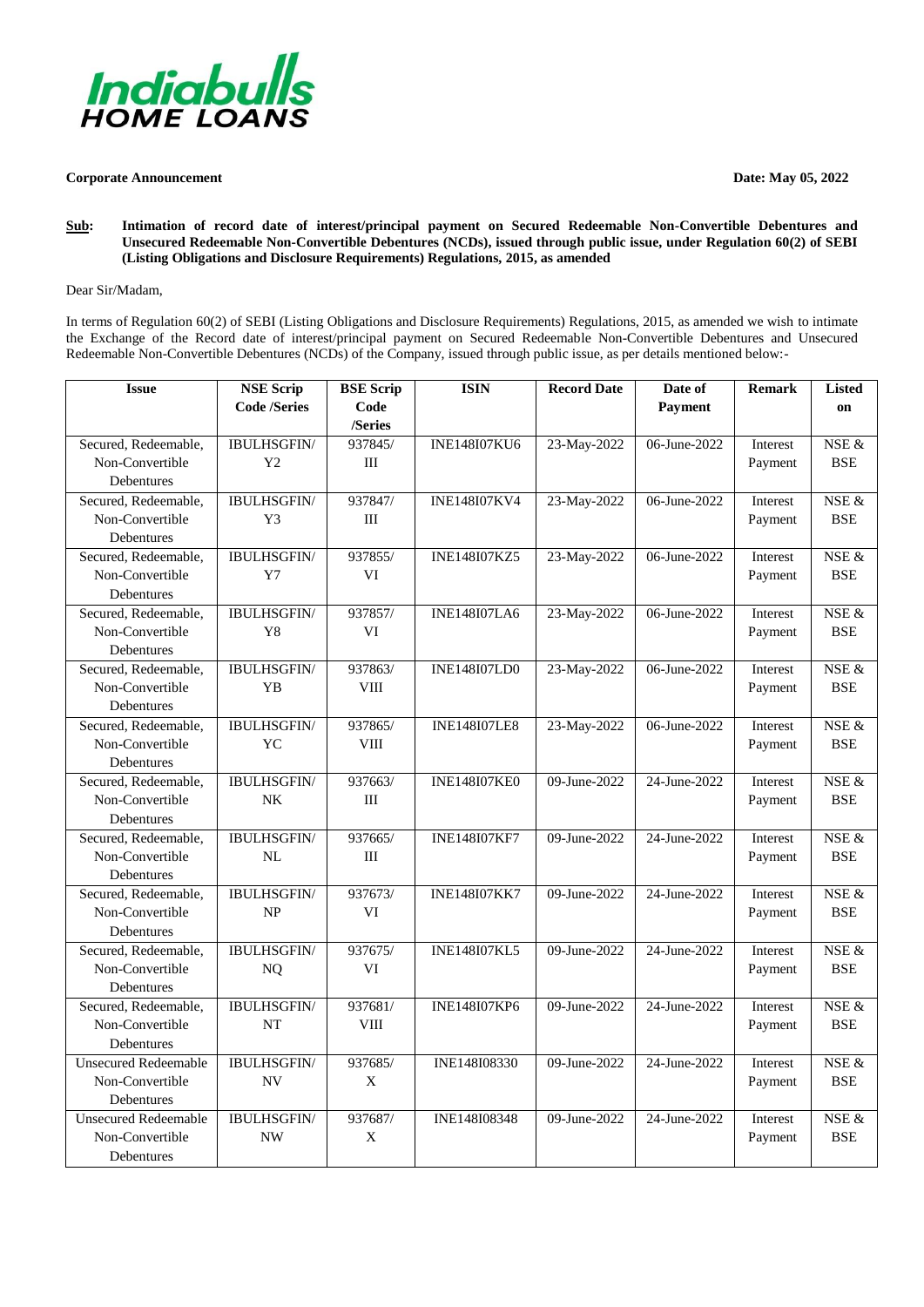**Corporate Announcement** **Date: May 05, 2022**

**Sub: Intimation of record date of interest/principal payment on Secured Redeemable Non-Convertible Debentures and Unsecured Redeemable Non-Convertible Debentures (NCDs), issued through public issue, under Regulation 60(2) of SEBI (Listing Obligations and Disclosure Requirements) Regulations, 2015, as amended**

Dear Sir/Madam,

In terms of Regulation 60(2) of SEBI (Listing Obligations and Disclosure Requirements) Regulations, 2015, as amended we wish to intimate the Exchange of the Record date of interest/principal payment on Secured Redeemable Non-Convertible Debentures and Unsecured Redeemable Non-Convertible Debentures (NCDs) of the Company, issued through public issue, as per details mentioned below:-

| Issue | NSE Scrip Code /Series | BSE Scrip Code /Series | ISIN | Record Date | Date of Payment | Remark | Listed on |
|---|---|---|---|---|---|---|---|
| Secured, Redeemable, Non-Convertible Debentures | IBULHSGFIN/ Y2 | 937845/ III | INE148I07KU6 | 23-May-2022 | 06-June-2022 | Interest Payment | NSE & BSE |
| Secured, Redeemable, Non-Convertible Debentures | IBULHSGFIN/ Y3 | 937847/ III | INE148I07KV4 | 23-May-2022 | 06-June-2022 | Interest Payment | NSE & BSE |
| Secured, Redeemable, Non-Convertible Debentures | IBULHSGFIN/ Y7 | 937855/ VI | INE148I07KZ5 | 23-May-2022 | 06-June-2022 | Interest Payment | NSE & BSE |
| Secured, Redeemable, Non-Convertible Debentures | IBULHSGFIN/ Y8 | 937857/ VI | INE148I07LA6 | 23-May-2022 | 06-June-2022 | Interest Payment | NSE & BSE |
| Secured, Redeemable, Non-Convertible Debentures | IBULHSGFIN/ YB | 937863/ VIII | INE148I07LD0 | 23-May-2022 | 06-June-2022 | Interest Payment | NSE & BSE |
| Secured, Redeemable, Non-Convertible Debentures | IBULHSGFIN/ YC | 937865/ VIII | INE148I07LE8 | 23-May-2022 | 06-June-2022 | Interest Payment | NSE & BSE |
| Secured, Redeemable, Non-Convertible Debentures | IBULHSGFIN/ NK | 937663/ III | INE148I07KE0 | 09-June-2022 | 24-June-2022 | Interest Payment | NSE & BSE |
| Secured, Redeemable, Non-Convertible Debentures | IBULHSGFIN/ NL | 937665/ III | INE148I07KF7 | 09-June-2022 | 24-June-2022 | Interest Payment | NSE & BSE |
| Secured, Redeemable, Non-Convertible Debentures | IBULHSGFIN/ NP | 937673/ VI | INE148I07KK7 | 09-June-2022 | 24-June-2022 | Interest Payment | NSE & BSE |
| Secured, Redeemable, Non-Convertible Debentures | IBULHSGFIN/ NQ | 937675/ VI | INE148I07KL5 | 09-June-2022 | 24-June-2022 | Interest Payment | NSE & BSE |
| Secured, Redeemable, Non-Convertible Debentures | IBULHSGFIN/ NT | 937681/ VIII | INE148I07KP6 | 09-June-2022 | 24-June-2022 | Interest Payment | NSE & BSE |
| Unsecured Redeemable Non-Convertible Debentures | IBULHSGFIN/ NV | 937685/ X | INE148I08330 | 09-June-2022 | 24-June-2022 | Interest Payment | NSE & BSE |
| Unsecured Redeemable Non-Convertible Debentures | IBULHSGFIN/ NW | 937687/ X | INE148I08348 | 09-June-2022 | 24-June-2022 | Interest Payment | NSE & BSE |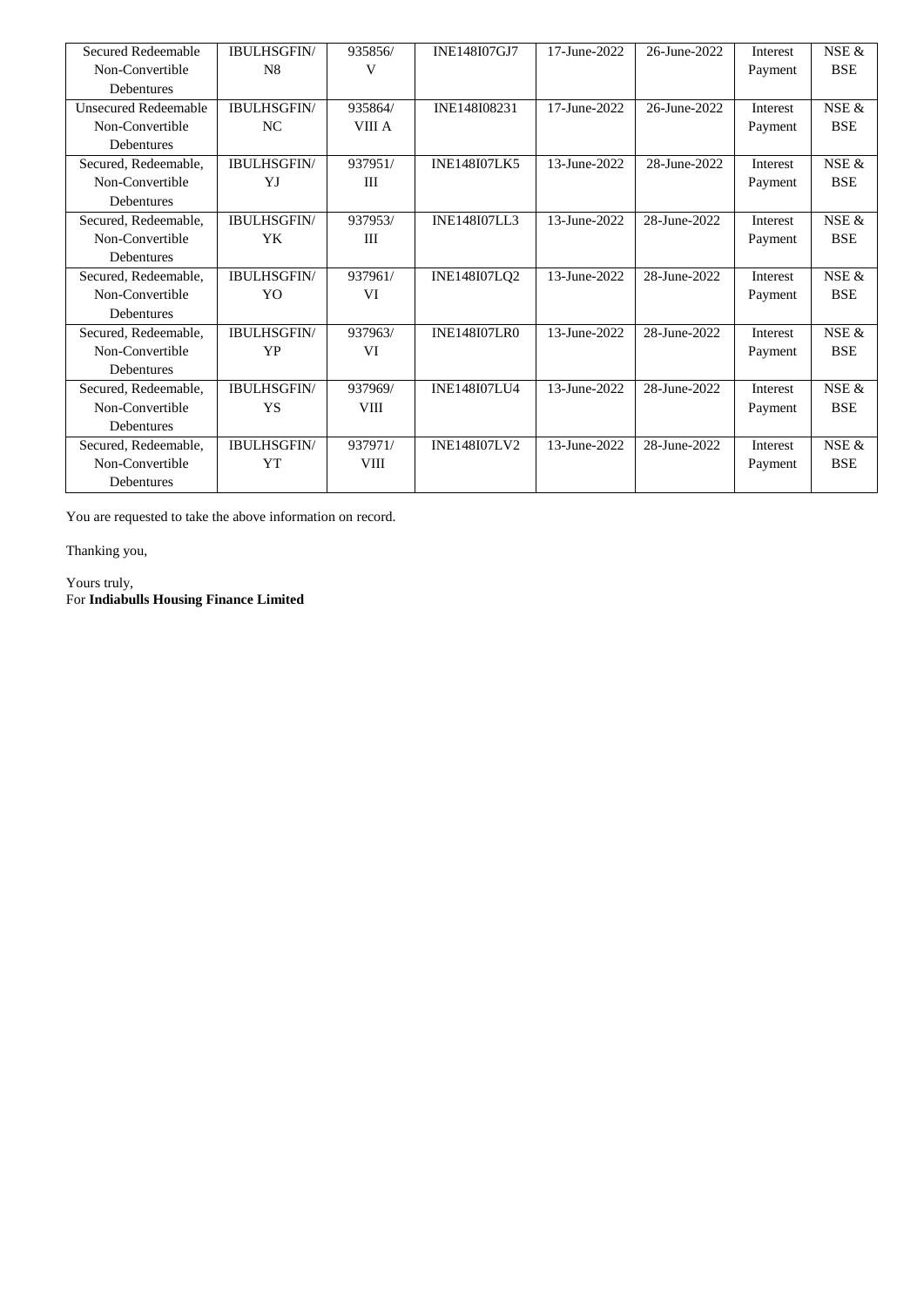| | | | | | | | |
|---|---|---|---|---|---|---|---|
| Secured Redeemable Non-Convertible Debentures | IBULHSGFIN/ N8 | 935856/ V | INE148I07GJ7 | 17-June-2022 | 26-June-2022 | Interest Payment | NSE & BSE |
| Unsecured Redeemable Non-Convertible Debentures | IBULHSGFIN/ NC | 935864/ VIII A | INE148I08231 | 17-June-2022 | 26-June-2022 | Interest Payment | NSE & BSE |
| Secured, Redeemable, Non-Convertible Debentures | IBULHSGFIN/ YJ | 937951/ III | INE148I07LK5 | 13-June-2022 | 28-June-2022 | Interest Payment | NSE & BSE |
| Secured, Redeemable, Non-Convertible Debentures | IBULHSGFIN/ YK | 937953/ III | INE148I07LL3 | 13-June-2022 | 28-June-2022 | Interest Payment | NSE & BSE |
| Secured, Redeemable, Non-Convertible Debentures | IBULHSGFIN/ YO | 937961/ VI | INE148I07LQ2 | 13-June-2022 | 28-June-2022 | Interest Payment | NSE & BSE |
| Secured, Redeemable, Non-Convertible Debentures | IBULHSGFIN/ YP | 937963/ VI | INE148I07LR0 | 13-June-2022 | 28-June-2022 | Interest Payment | NSE & BSE |
| Secured, Redeemable, Non-Convertible Debentures | IBULHSGFIN/ YS | 937969/ VIII | INE148I07LU4 | 13-June-2022 | 28-June-2022 | Interest Payment | NSE & BSE |
| Secured, Redeemable, Non-Convertible Debentures | IBULHSGFIN/ YT | 937971/ VIII | INE148I07LV2 | 13-June-2022 | 28-June-2022 | Interest Payment | NSE & BSE |

You are requested to take the above information on record.

Thanking you,

Yours truly,
For **Indiabulls Housing Finance Limited**